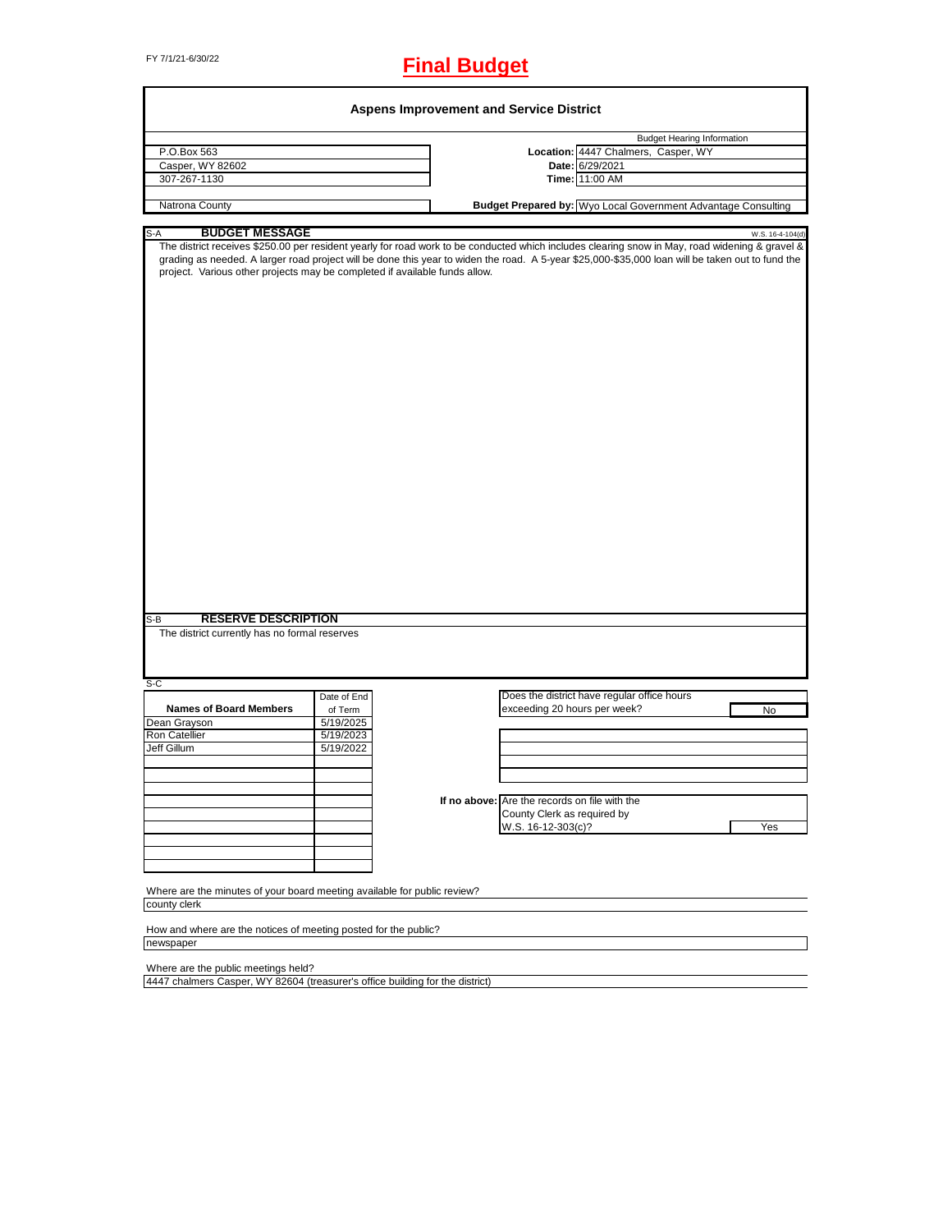FY 7/1/21-6/30/22

# Final Budget

## Aspens Improvement and Service District

P.O.Box 563
Casper, WY 82602
307-267-1130

Natrona County

Budget Hearing Information

**Location:** 4447 Chalmers, Casper, WY
**Date:** 6/29/2021
**Time:** 11:00 AM

**Budget Prepared by:** Wyo Local Government Advantage Consulting

### S-A BUDGET MESSAGE

W.S. 16-4-104(d)

The district receives $250.00 per resident yearly for road work to be conducted which includes clearing snow in May, road widening & gravel & grading as needed. A larger road project will be done this year to widen the road. A 5-year $25,000-$35,000 loan will be taken out to fund the project. Various other projects may be completed if available funds allow.

### S-B RESERVE DESCRIPTION

The district currently has no formal reserves

### S-C

| Names of Board Members | Date of End of Term |
|---|---|
| Dean Grayson | 5/19/2025 |
| Ron Catellier | 5/19/2023 |
| Jeff Gillum | 5/19/2022 |

Does the district have regular office hours exceeding 20 hours per week? No

**If no above:** Are the records on file with the County Clerk as required by W.S. 16-12-303(c)? Yes

Where are the minutes of your board meeting available for public review?
county clerk

How and where are the notices of meeting posted for the public?
newspaper

Where are the public meetings held?
4447 chalmers Casper, WY 82604 (treasurer's office building for the district)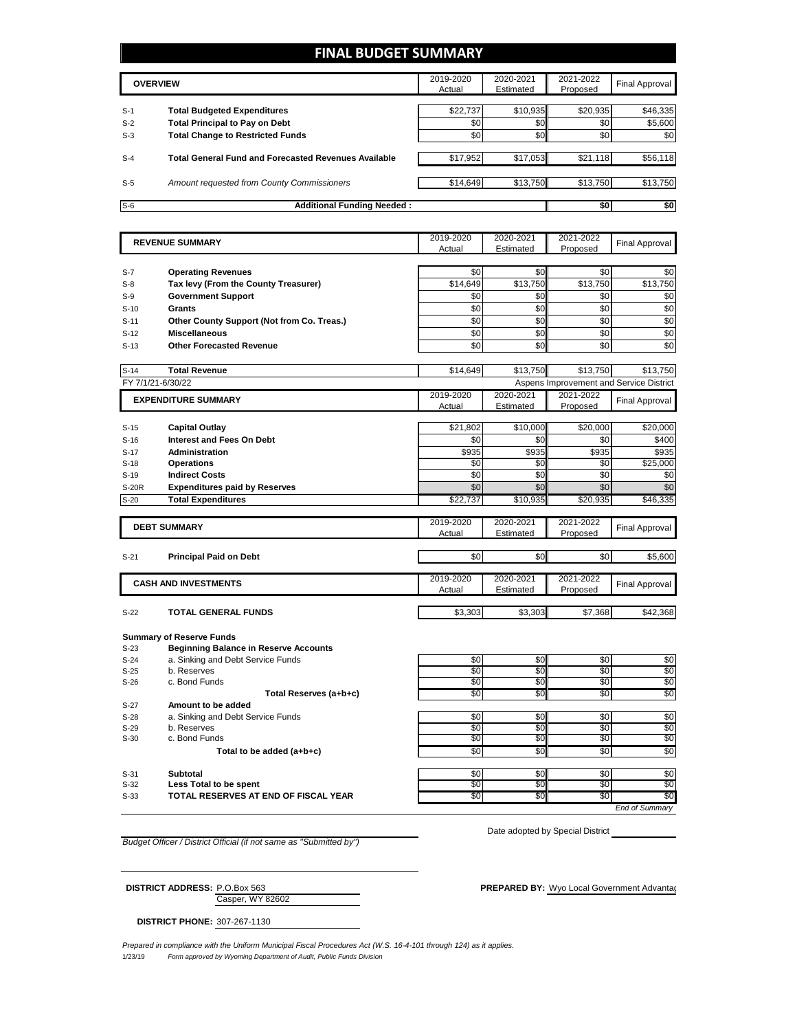# FINAL BUDGET SUMMARY

| | OVERVIEW | 2019-2020 Actual | 2020-2021 Estimated | 2021-2022 Proposed | Final Approval |
|---|---|---|---|---|---|
| S-1 | **Total Budgeted Expenditures** | $22,737 | $10,935 | $20,935 | $46,335 |
| S-2 | **Total Principal to Pay on Debt** | $0 | $0 | $0 | $5,600 |
| S-3 | **Total Change to Restricted Funds** | $0 | $0 | $0 | $0 |
| S-4 | **Total General Fund and Forecasted Revenues Available** | $17,952 | $17,053 | $21,118 | $56,118 |
| S-5 | *Amount requested from County Commissioners* | $14,649 | $13,750 | $13,750 | $13,750 |
| S-6 | **Additional Funding Needed :** | | | $0 | $0 |

| | REVENUE SUMMARY | 2019-2020 Actual | 2020-2021 Estimated | 2021-2022 Proposed | Final Approval |
|---|---|---|---|---|---|
| S-7 | **Operating Revenues** | $0 | $0 | $0 | $0 |
| S-8 | **Tax levy (From the County Treasurer)** | $14,649 | $13,750 | $13,750 | $13,750 |
| S-9 | **Government Support** | $0 | $0 | $0 | $0 |
| S-10 | **Grants** | $0 | $0 | $0 | $0 |
| S-11 | **Other County Support (Not from Co. Treas.)** | $0 | $0 | $0 | $0 |
| S-12 | **Miscellaneous** | $0 | $0 | $0 | $0 |
| S-13 | **Other Forecasted Revenue** | $0 | $0 | $0 | $0 |
| S-14 | **Total Revenue** | $14,649 | $13,750 | $13,750 | $13,750 |

FY 7/1/21-6/30/22 — Aspens Improvement and Service District

| | EXPENDITURE SUMMARY | 2019-2020 Actual | 2020-2021 Estimated | 2021-2022 Proposed | Final Approval |
|---|---|---|---|---|---|
| S-15 | **Capital Outlay** | $21,802 | $10,000 | $20,000 | $20,000 |
| S-16 | **Interest and Fees On Debt** | $0 | $0 | $0 | $400 |
| S-17 | **Administration** | $935 | $935 | $935 | $935 |
| S-18 | **Operations** | $0 | $0 | $0 | $25,000 |
| S-19 | **Indirect Costs** | $0 | $0 | $0 | $0 |
| S-20R | **Expenditures paid by Reserves** | $0 | $0 | $0 | $0 |
| S-20 | **Total Expenditures** | $22,737 | $10,935 | $20,935 | $46,335 |

| | DEBT SUMMARY | 2019-2020 Actual | 2020-2021 Estimated | 2021-2022 Proposed | Final Approval |
|---|---|---|---|---|---|
| S-21 | **Principal Paid on Debt** | $0 | $0 | $0 | $5,600 |

| | CASH AND INVESTMENTS | 2019-2020 Actual | 2020-2021 Estimated | 2021-2022 Proposed | Final Approval |
|---|---|---|---|---|---|
| S-22 | **TOTAL GENERAL FUNDS** | $3,303 | $3,303 | $7,368 | $42,368 |

**Summary of Reserve Funds**

| | | 2019-2020 | 2020-2021 | 2021-2022 | Final Approval |
|---|---|---|---|---|---|
| S-23 | **Beginning Balance in Reserve Accounts** | | | | |
| S-24 | a. Sinking and Debt Service Funds | $0 | $0 | $0 | $0 |
| S-25 | b. Reserves | $0 | $0 | $0 | $0 |
| S-26 | c. Bond Funds | $0 | $0 | $0 | $0 |
| | **Total Reserves (a+b+c)** | $0 | $0 | $0 | $0 |
| S-27 | **Amount to be added** | | | | |
| S-28 | a. Sinking and Debt Service Funds | $0 | $0 | $0 | $0 |
| S-29 | b. Reserves | $0 | $0 | $0 | $0 |
| S-30 | c. Bond Funds | $0 | $0 | $0 | $0 |
| | **Total to be added (a+b+c)** | $0 | $0 | $0 | $0 |
| S-31 | **Subtotal** | $0 | $0 | $0 | $0 |
| S-32 | **Less Total to be spent** | $0 | $0 | $0 | $0 |
| S-33 | **TOTAL RESERVES AT END OF FISCAL YEAR** | $0 | $0 | $0 | $0 |

*End of Summary*

*Budget Officer / District Official (if not same as "Submitted by")*

Date adopted by Special District

**DISTRICT ADDRESS:** P.O.Box 563
Casper, WY 82602

**PREPARED BY:** Wyo Local Government Advantag

**DISTRICT PHONE:** 307-267-1130

*Prepared in compliance with the Uniform Municipal Fiscal Procedures Act (W.S. 16-4-101 through 124) as it applies.*

1/23/19 *Form approved by Wyoming Department of Audit, Public Funds Division*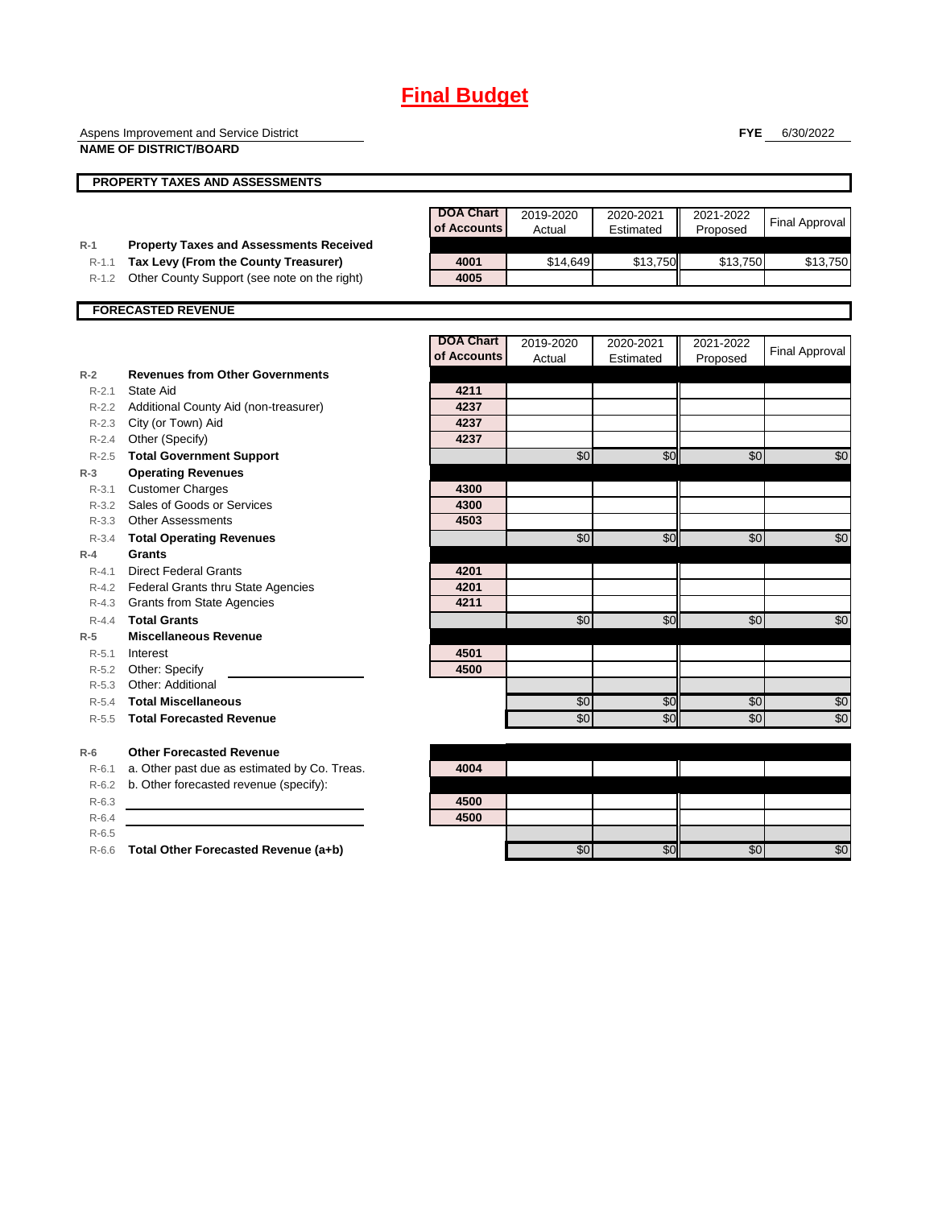# Final Budget

Aspens Improvement and Service District
**NAME OF DISTRICT/BOARD**

**FYE** 6/30/2022

## PROPERTY TAXES AND ASSESSMENTS

| | | DOA Chart of Accounts | 2019-2020 Actual | 2020-2021 Estimated | 2021-2022 Proposed | Final Approval |
|---|---|---|---|---|---|---|
| R-1 | **Property Taxes and Assessments Received** | | | | | |
| R-1.1 | **Tax Levy (From the County Treasurer)** | 4001 | $14,649 | $13,750 | $13,750 | $13,750 |
| R-1.2 | Other County Support (see note on the right) | 4005 | | | | |

## FORECASTED REVENUE

| | | DOA Chart of Accounts | 2019-2020 Actual | 2020-2021 Estimated | 2021-2022 Proposed | Final Approval |
|---|---|---|---|---|---|---|
| R-2 | **Revenues from Other Governments** | | | | | |
| R-2.1 | State Aid | 4211 | | | | |
| R-2.2 | Additional County Aid (non-treasurer) | 4237 | | | | |
| R-2.3 | City (or Town) Aid | 4237 | | | | |
| R-2.4 | Other (Specify) | 4237 | | | | |
| R-2.5 | **Total Government Support** | | $0 | $0 | $0 | $0 |
| R-3 | **Operating Revenues** | | | | | |
| R-3.1 | Customer Charges | 4300 | | | | |
| R-3.2 | Sales of Goods or Services | 4300 | | | | |
| R-3.3 | Other Assessments | 4503 | | | | |
| R-3.4 | **Total Operating Revenues** | | $0 | $0 | $0 | $0 |
| R-4 | **Grants** | | | | | |
| R-4.1 | Direct Federal Grants | 4201 | | | | |
| R-4.2 | Federal Grants thru State Agencies | 4201 | | | | |
| R-4.3 | Grants from State Agencies | 4211 | | | | |
| R-4.4 | **Total Grants** | | $0 | $0 | $0 | $0 |
| R-5 | **Miscellaneous Revenue** | | | | | |
| R-5.1 | Interest | 4501 | | | | |
| R-5.2 | Other: Specify | 4500 | | | | |
| R-5.3 | Other: Additional | | | | | |
| R-5.4 | **Total Miscellaneous** | | $0 | $0 | $0 | $0 |
| R-5.5 | **Total Forecasted Revenue** | | $0 | $0 | $0 | $0 |
| R-6 | **Other Forecasted Revenue** | | | | | |
| R-6.1 | a. Other past due as estimated by Co. Treas. | 4004 | | | | |
| R-6.2 | b. Other forecasted revenue (specify): | | | | | |
| R-6.3 | | 4500 | | | | |
| R-6.4 | | 4500 | | | | |
| R-6.5 | | | | | | |
| R-6.6 | **Total Other Forecasted Revenue (a+b)** | | $0 | $0 | $0 | $0 |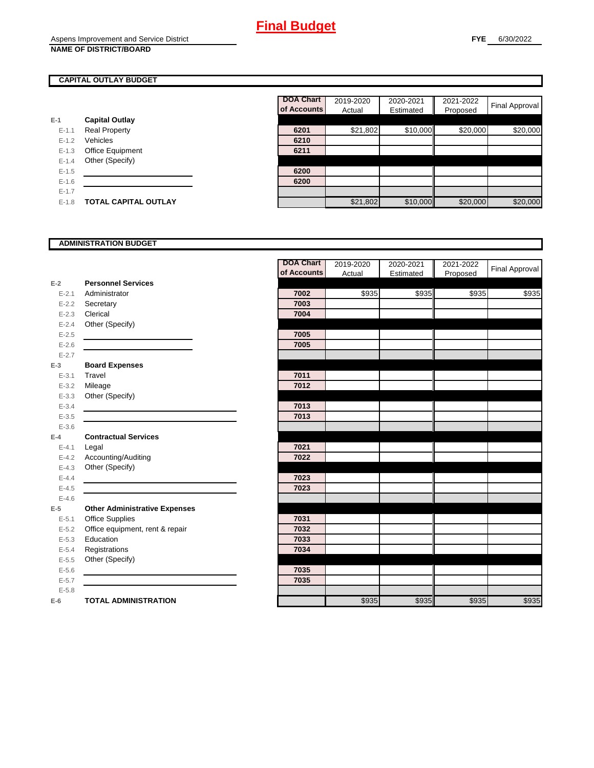# Final Budget

Aspens Improvement and Service District
**NAME OF DISTRICT/BOARD**

**FYE** 6/30/2022

## CAPITAL OUTLAY BUDGET

| | | DOA Chart of Accounts | 2019-2020 Actual | 2020-2021 Estimated | 2021-2022 Proposed | Final Approval |
|---|---|---|---|---|---|---|
| E-1 | **Capital Outlay** | | | | | |
| E-1.1 | Real Property | 6201 | $21,802 | $10,000 | $20,000 | $20,000 |
| E-1.2 | Vehicles | 6210 | | | | |
| E-1.3 | Office Equipment | 6211 | | | | |
| E-1.4 | Other (Specify) | | | | | |
| E-1.5 | | 6200 | | | | |
| E-1.6 | | 6200 | | | | |
| E-1.7 | | | | | | |
| E-1.8 | **TOTAL CAPITAL OUTLAY** | | $21,802 | $10,000 | $20,000 | $20,000 |

## ADMINISTRATION BUDGET

| | | DOA Chart of Accounts | 2019-2020 Actual | 2020-2021 Estimated | 2021-2022 Proposed | Final Approval |
|---|---|---|---|---|---|---|
| E-2 | **Personnel Services** | | | | | |
| E-2.1 | Administrator | 7002 | $935 | $935 | $935 | $935 |
| E-2.2 | Secretary | 7003 | | | | |
| E-2.3 | Clerical | 7004 | | | | |
| E-2.4 | Other (Specify) | | | | | |
| E-2.5 | | 7005 | | | | |
| E-2.6 | | 7005 | | | | |
| E-2.7 | | | | | | |
| E-3 | **Board Expenses** | | | | | |
| E-3.1 | Travel | 7011 | | | | |
| E-3.2 | Mileage | 7012 | | | | |
| E-3.3 | Other (Specify) | | | | | |
| E-3.4 | | 7013 | | | | |
| E-3.5 | | 7013 | | | | |
| E-3.6 | | | | | | |
| E-4 | **Contractual Services** | | | | | |
| E-4.1 | Legal | 7021 | | | | |
| E-4.2 | Accounting/Auditing | 7022 | | | | |
| E-4.3 | Other (Specify) | | | | | |
| E-4.4 | | 7023 | | | | |
| E-4.5 | | 7023 | | | | |
| E-4.6 | | | | | | |
| E-5 | **Other Administrative Expenses** | | | | | |
| E-5.1 | Office Supplies | 7031 | | | | |
| E-5.2 | Office equipment, rent & repair | 7032 | | | | |
| E-5.3 | Education | 7033 | | | | |
| E-5.4 | Registrations | 7034 | | | | |
| E-5.5 | Other (Specify) | | | | | |
| E-5.6 | | 7035 | | | | |
| E-5.7 | | 7035 | | | | |
| E-5.8 | | | | | | |
| E-6 | **TOTAL ADMINISTRATION** | | $935 | $935 | $935 | $935 |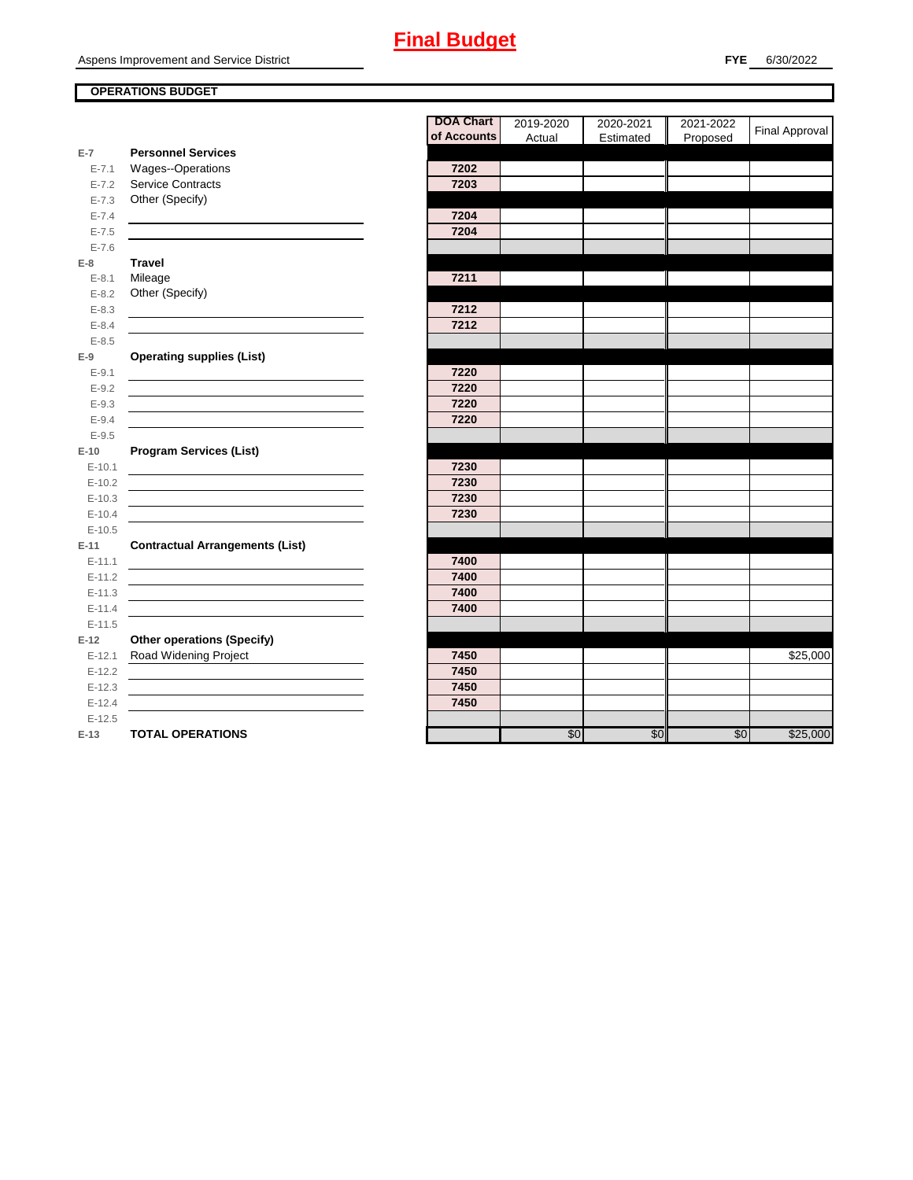# Final Budget

Aspens Improvement and Service District

**FYE** 6/30/2022

**OPERATIONS BUDGET**

| | | DOA Chart of Accounts | 2019-2020 Actual | 2020-2021 Estimated | 2021-2022 Proposed | Final Approval |
|---|---|---|---|---|---|---|
| **E-7** | **Personnel Services** | | | | | |
| E-7.1 | Wages--Operations | 7202 | | | | |
| E-7.2 | Service Contracts | 7203 | | | | |
| E-7.3 | Other (Specify) | | | | | |
| E-7.4 | | 7204 | | | | |
| E-7.5 | | 7204 | | | | |
| E-7.6 | | | | | | |
| **E-8** | **Travel** | | | | | |
| E-8.1 | Mileage | 7211 | | | | |
| E-8.2 | Other (Specify) | | | | | |
| E-8.3 | | 7212 | | | | |
| E-8.4 | | 7212 | | | | |
| E-8.5 | | | | | | |
| **E-9** | **Operating supplies (List)** | | | | | |
| E-9.1 | | 7220 | | | | |
| E-9.2 | | 7220 | | | | |
| E-9.3 | | 7220 | | | | |
| E-9.4 | | 7220 | | | | |
| E-9.5 | | | | | | |
| **E-10** | **Program Services (List)** | | | | | |
| E-10.1 | | 7230 | | | | |
| E-10.2 | | 7230 | | | | |
| E-10.3 | | 7230 | | | | |
| E-10.4 | | 7230 | | | | |
| E-10.5 | | | | | | |
| **E-11** | **Contractual Arrangements (List)** | | | | | |
| E-11.1 | | 7400 | | | | |
| E-11.2 | | 7400 | | | | |
| E-11.3 | | 7400 | | | | |
| E-11.4 | | 7400 | | | | |
| E-11.5 | | | | | | |
| **E-12** | **Other operations (Specify)** | | | | | |
| E-12.1 | Road Widening Project | 7450 | | | | $25,000 |
| E-12.2 | | 7450 | | | | |
| E-12.3 | | 7450 | | | | |
| E-12.4 | | 7450 | | | | |
| E-12.5 | | | | | | |
| **E-13** | **TOTAL OPERATIONS** | | $0 | $0 | $0 | $25,000 |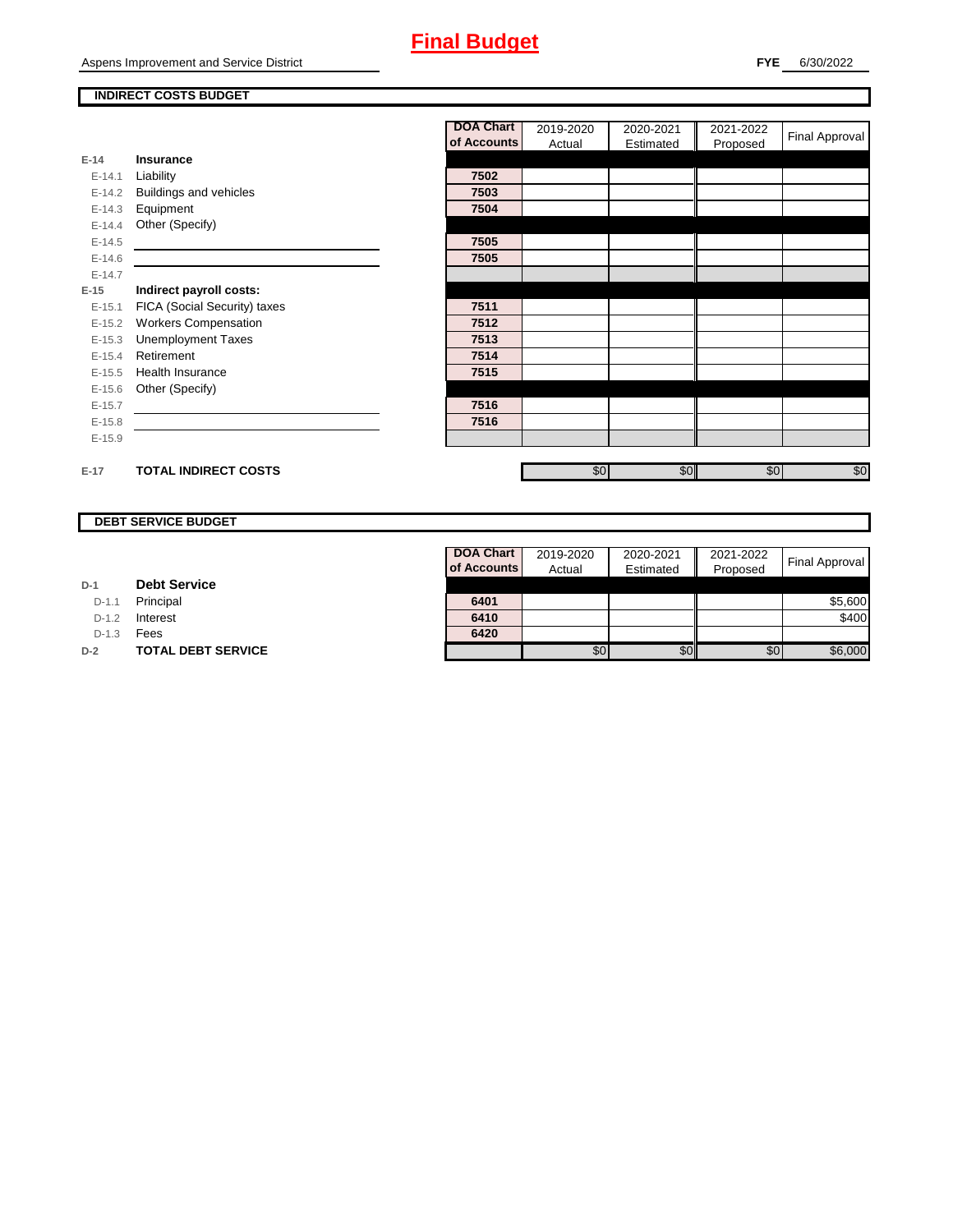# Final Budget

Aspens Improvement and Service District

**FYE** 6/30/2022

## INDIRECT COSTS BUDGET

| | | DOA Chart of Accounts | 2019-2020 Actual | 2020-2021 Estimated | 2021-2022 Proposed | Final Approval |
|---|---|---|---|---|---|---|
| **E-14** | **Insurance** | | | | | |
| E-14.1 | Liability | 7502 | | | | |
| E-14.2 | Buildings and vehicles | 7503 | | | | |
| E-14.3 | Equipment | 7504 | | | | |
| E-14.4 | Other (Specify) | | | | | |
| E-14.5 | | 7505 | | | | |
| E-14.6 | | 7505 | | | | |
| E-14.7 | | | | | | |
| **E-15** | **Indirect payroll costs:** | | | | | |
| E-15.1 | FICA (Social Security) taxes | 7511 | | | | |
| E-15.2 | Workers Compensation | 7512 | | | | |
| E-15.3 | Unemployment Taxes | 7513 | | | | |
| E-15.4 | Retirement | 7514 | | | | |
| E-15.5 | Health Insurance | 7515 | | | | |
| E-15.6 | Other (Specify) | | | | | |
| E-15.7 | | 7516 | | | | |
| E-15.8 | | 7516 | | | | |
| E-15.9 | | | | | | |
| **E-17** | **TOTAL INDIRECT COSTS** | | $0 | $0 | $0 | $0 |

## DEBT SERVICE BUDGET

| | | DOA Chart of Accounts | 2019-2020 Actual | 2020-2021 Estimated | 2021-2022 Proposed | Final Approval |
|---|---|---|---|---|---|---|
| **D-1** | **Debt Service** | | | | | |
| D-1.1 | Principal | 6401 | | | | $5,600 |
| D-1.2 | Interest | 6410 | | | | $400 |
| D-1.3 | Fees | 6420 | | | | |
| **D-2** | **TOTAL DEBT SERVICE** | | $0 | $0 | $0 | $6,000 |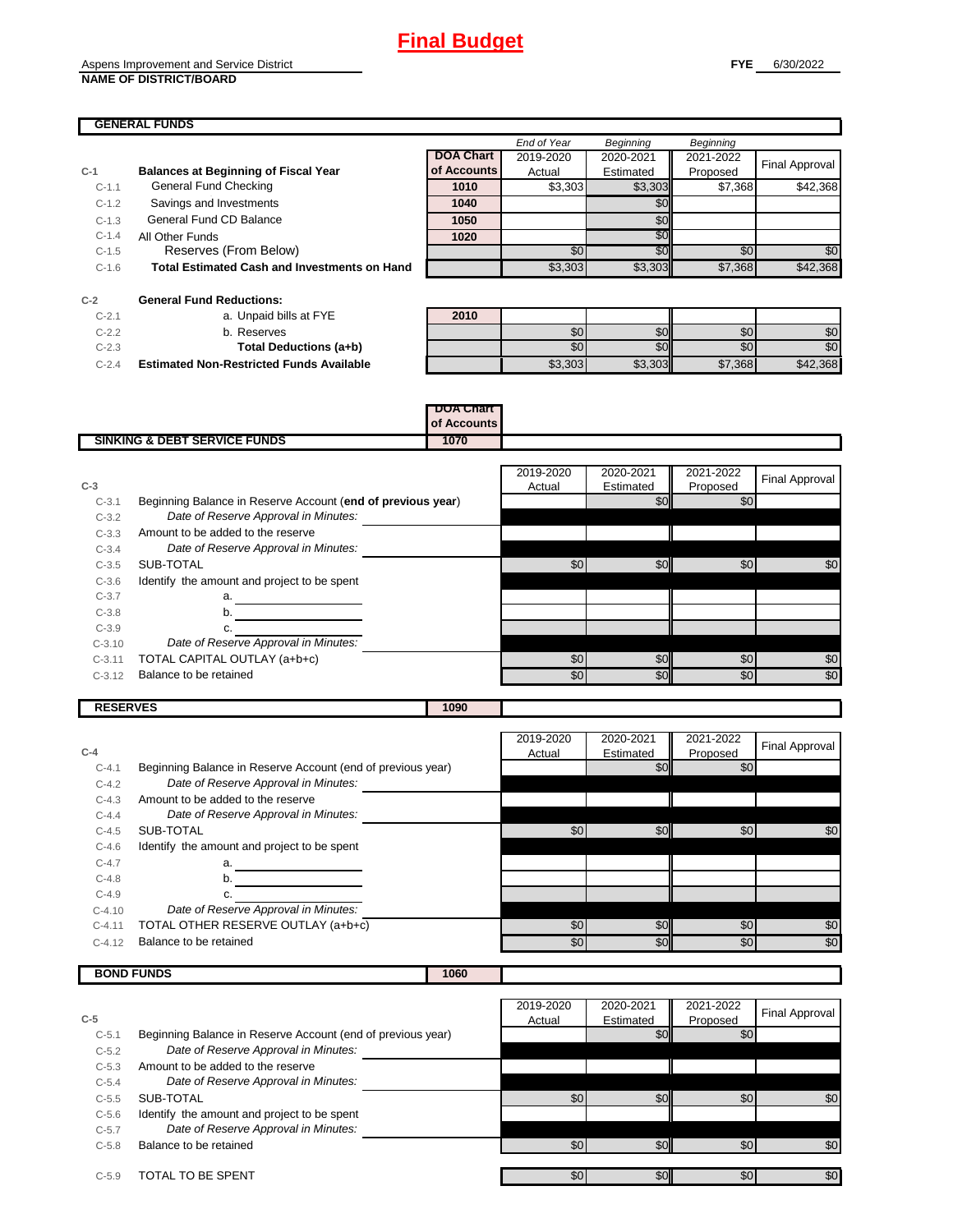# Final Budget

Aspens Improvement and Service District
**NAME OF DISTRICT/BOARD**

**FYE** 6/30/2022

## GENERAL FUNDS

| | | DOA Chart of Accounts | *End of Year* 2019-2020 Actual | *Beginning* 2020-2021 Estimated | *Beginning* 2021-2022 Proposed | Final Approval |
|---|---|---|---|---|---|---|
| C-1 | **Balances at Beginning of Fiscal Year** | | | | | |
| C-1.1 | General Fund Checking | 1010 | $3,303 | $3,303 | $7,368 | $42,368 |
| C-1.2 | Savings and Investments | 1040 | | $0 | | |
| C-1.3 | General Fund CD Balance | 1050 | | $0 | | |
| C-1.4 | All Other Funds | 1020 | | $0 | | |
| C-1.5 | Reserves (From Below) | | $0 | $0 | $0 | $0 |
| C-1.6 | **Total Estimated Cash and Investments on Hand** | | $3,303 | $3,303 | $7,368 | $42,368 |
| C-2 | **General Fund Reductions:** | | | | | |
| C-2.1 | a. Unpaid bills at FYE | 2010 | | | | |
| C-2.2 | b. Reserves | | $0 | $0 | $0 | $0 |
| C-2.3 | **Total Deductions (a+b)** | | $0 | $0 | $0 | $0 |
| C-2.4 | **Estimated Non-Restricted Funds Available** | | $3,303 | $3,303 | $7,368 | $42,368 |

## SINKING & DEBT SERVICE FUNDS

DOA Chart of Accounts: 1070

| | | 2019-2020 Actual | 2020-2021 Estimated | 2021-2022 Proposed | Final Approval |
|---|---|---|---|---|---|
| C-3 | | | | | |
| C-3.1 | Beginning Balance in Reserve Account (**end of previous year**) | | $0 | $0 | |
| C-3.2 | *Date of Reserve Approval in Minutes:* | | | | |
| C-3.3 | Amount to be added to the reserve | | | | |
| C-3.4 | *Date of Reserve Approval in Minutes:* | | | | |
| C-3.5 | SUB-TOTAL | $0 | $0 | $0 | $0 |
| C-3.6 | Identify the amount and project to be spent | | | | |
| C-3.7 | a. | | | | |
| C-3.8 | b. | | | | |
| C-3.9 | c. | | | | |
| C-3.10 | *Date of Reserve Approval in Minutes:* | | | | |
| C-3.11 | TOTAL CAPITAL OUTLAY (a+b+c) | $0 | $0 | $0 | $0 |
| C-3.12 | Balance to be retained | $0 | $0 | $0 | $0 |

## RESERVES

1090

| | | 2019-2020 Actual | 2020-2021 Estimated | 2021-2022 Proposed | Final Approval |
|---|---|---|---|---|---|
| C-4 | | | | | |
| C-4.1 | Beginning Balance in Reserve Account (end of previous year) | | $0 | $0 | |
| C-4.2 | *Date of Reserve Approval in Minutes:* | | | | |
| C-4.3 | Amount to be added to the reserve | | | | |
| C-4.4 | *Date of Reserve Approval in Minutes:* | | | | |
| C-4.5 | SUB-TOTAL | $0 | $0 | $0 | $0 |
| C-4.6 | Identify the amount and project to be spent | | | | |
| C-4.7 | a. | | | | |
| C-4.8 | b. | | | | |
| C-4.9 | c. | | | | |
| C-4.10 | *Date of Reserve Approval in Minutes:* | | | | |
| C-4.11 | TOTAL OTHER RESERVE OUTLAY (a+b+c) | $0 | $0 | $0 | $0 |
| C-4.12 | Balance to be retained | $0 | $0 | $0 | $0 |

## BOND FUNDS

1060

| | | 2019-2020 Actual | 2020-2021 Estimated | 2021-2022 Proposed | Final Approval |
|---|---|---|---|---|---|
| C-5 | | | | | |
| C-5.1 | Beginning Balance in Reserve Account (end of previous year) | | $0 | $0 | |
| C-5.2 | *Date of Reserve Approval in Minutes:* | | | | |
| C-5.3 | Amount to be added to the reserve | | | | |
| C-5.4 | *Date of Reserve Approval in Minutes:* | | | | |
| C-5.5 | SUB-TOTAL | $0 | $0 | $0 | $0 |
| C-5.6 | Identify the amount and project to be spent | | | | |
| C-5.7 | *Date of Reserve Approval in Minutes:* | | | | |
| C-5.8 | Balance to be retained | $0 | $0 | $0 | $0 |
| C-5.9 | TOTAL TO BE SPENT | $0 | $0 | $0 | $0 |